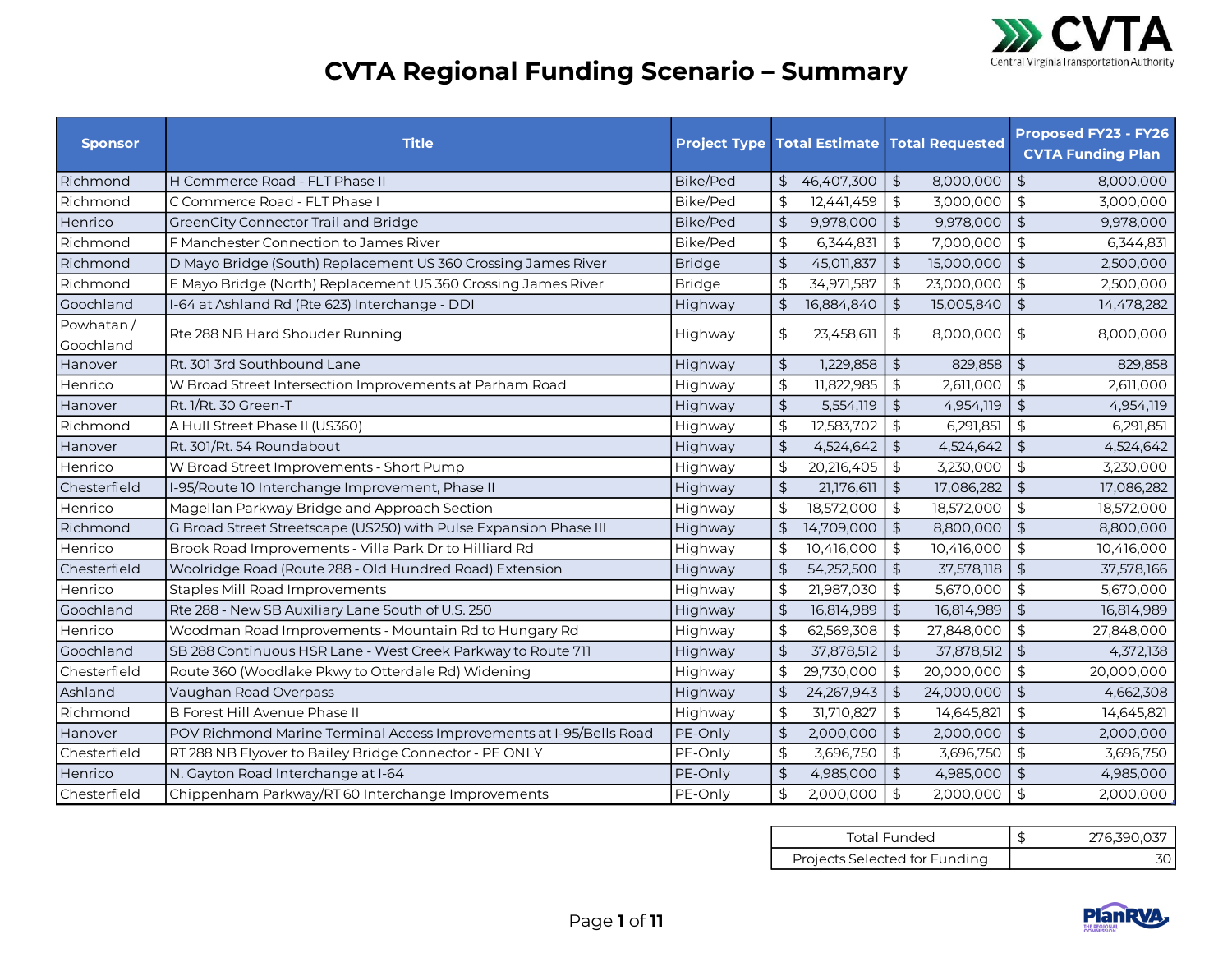# CVTA Regional Funding Scenario – Summary

| Sponsor | Title | Project Type | Total Estimate | Total Requested | Proposed FY23 - FY26 CVTA Funding Plan |
|---|---|---|---|---|---|
| Richmond | H Commerce Road - FLT Phase II | Bike/Ped | $ 46,407,300 | $ 8,000,000 | $ 8,000,000 |
| Richmond | C Commerce Road - FLT Phase I | Bike/Ped | $ 12,441,459 | $ 3,000,000 | $ 3,000,000 |
| Henrico | GreenCity Connector Trail and Bridge | Bike/Ped | $ 9,978,000 | $ 9,978,000 | $ 9,978,000 |
| Richmond | F Manchester Connection to James River | Bike/Ped | $ 6,344,831 | $ 7,000,000 | $ 6,344,831 |
| Richmond | D Mayo Bridge (South) Replacement US 360 Crossing James River | Bridge | $ 45,011,837 | $ 15,000,000 | $ 2,500,000 |
| Richmond | E Mayo Bridge (North) Replacement US 360 Crossing James River | Bridge | $ 34,971,587 | $ 23,000,000 | $ 2,500,000 |
| Goochland | I-64 at Ashland Rd (Rte 623) Interchange - DDI | Highway | $ 16,884,840 | $ 15,005,840 | $ 14,478,282 |
| Powhatan / Goochland | Rte 288 NB Hard Shouder Running | Highway | $ 23,458,611 | $ 8,000,000 | $ 8,000,000 |
| Hanover | Rt. 301 3rd Southbound Lane | Highway | $ 1,229,858 | $ 829,858 | $ 829,858 |
| Henrico | W Broad Street Intersection Improvements at Parham Road | Highway | $ 11,822,985 | $ 2,611,000 | $ 2,611,000 |
| Hanover | Rt. 1/Rt. 30 Green-T | Highway | $ 5,554,119 | $ 4,954,119 | $ 4,954,119 |
| Richmond | A Hull Street Phase II (US360) | Highway | $ 12,583,702 | $ 6,291,851 | $ 6,291,851 |
| Hanover | Rt. 301/Rt. 54 Roundabout | Highway | $ 4,524,642 | $ 4,524,642 | $ 4,524,642 |
| Henrico | W Broad Street Improvements - Short Pump | Highway | $ 20,216,405 | $ 3,230,000 | $ 3,230,000 |
| Chesterfield | I-95/Route 10 Interchange Improvement, Phase II | Highway | $ 21,176,611 | $ 17,086,282 | $ 17,086,282 |
| Henrico | Magellan Parkway Bridge and Approach Section | Highway | $ 18,572,000 | $ 18,572,000 | $ 18,572,000 |
| Richmond | G Broad Street Streetscape (US250) with Pulse Expansion Phase III | Highway | $ 14,709,000 | $ 8,800,000 | $ 8,800,000 |
| Henrico | Brook Road Improvements - Villa Park Dr to Hilliard Rd | Highway | $ 10,416,000 | $ 10,416,000 | $ 10,416,000 |
| Chesterfield | Woolridge Road (Route 288 - Old Hundred Road) Extension | Highway | $ 54,252,500 | $ 37,578,118 | $ 37,578,166 |
| Henrico | Staples Mill Road Improvements | Highway | $ 21,987,030 | $ 5,670,000 | $ 5,670,000 |
| Goochland | Rte 288 - New SB Auxiliary Lane South of U.S. 250 | Highway | $ 16,814,989 | $ 16,814,989 | $ 16,814,989 |
| Henrico | Woodman Road Improvements - Mountain Rd to Hungary Rd | Highway | $ 62,569,308 | $ 27,848,000 | $ 27,848,000 |
| Goochland | SB 288 Continuous HSR Lane - West Creek Parkway to Route 711 | Highway | $ 37,878,512 | $ 37,878,512 | $ 4,372,138 |
| Chesterfield | Route 360 (Woodlake Pkwy to Otterdale Rd) Widening | Highway | $ 29,730,000 | $ 20,000,000 | $ 20,000,000 |
| Ashland | Vaughan Road Overpass | Highway | $ 24,267,943 | $ 24,000,000 | $ 4,662,308 |
| Richmond | B Forest Hill Avenue Phase II | Highway | $ 31,710,827 | $ 14,645,821 | $ 14,645,821 |
| Hanover | POV Richmond Marine Terminal Access Improvements at I-95/Bells Road | PE-Only | $ 2,000,000 | $ 2,000,000 | $ 2,000,000 |
| Chesterfield | RT 288 NB Flyover to Bailey Bridge Connector - PE ONLY | PE-Only | $ 3,696,750 | $ 3,696,750 | $ 3,696,750 |
| Henrico | N. Gayton Road Interchange at I-64 | PE-Only | $ 4,985,000 | $ 4,985,000 | $ 4,985,000 |
| Chesterfield | Chippenham Parkway/RT 60 Interchange Improvements | PE-Only | $ 2,000,000 | $ 2,000,000 | $ 2,000,000 |

| | |
|---|---|
| Total Funded | $ 276,390,037 |
| Projects Selected for Funding | 30 |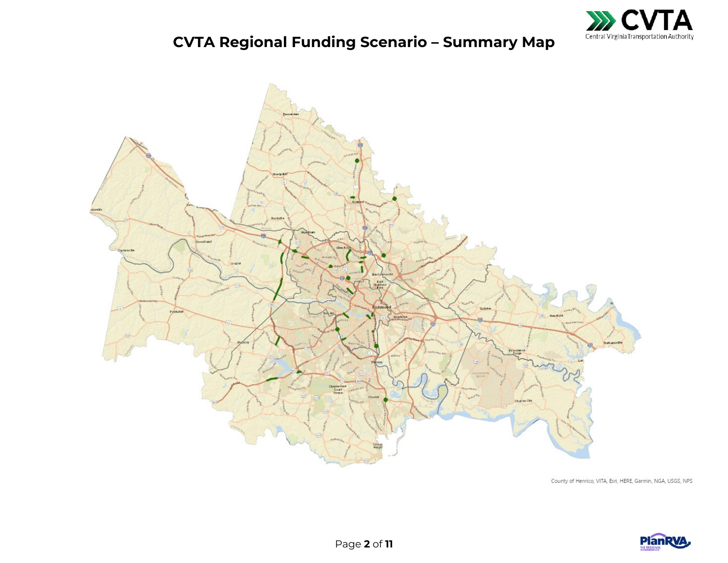# CVTA Regional Funding Scenario – Summary Map

County of Henrico, VITA, Esri, HERE, Garmin, NGA, USGS, NPS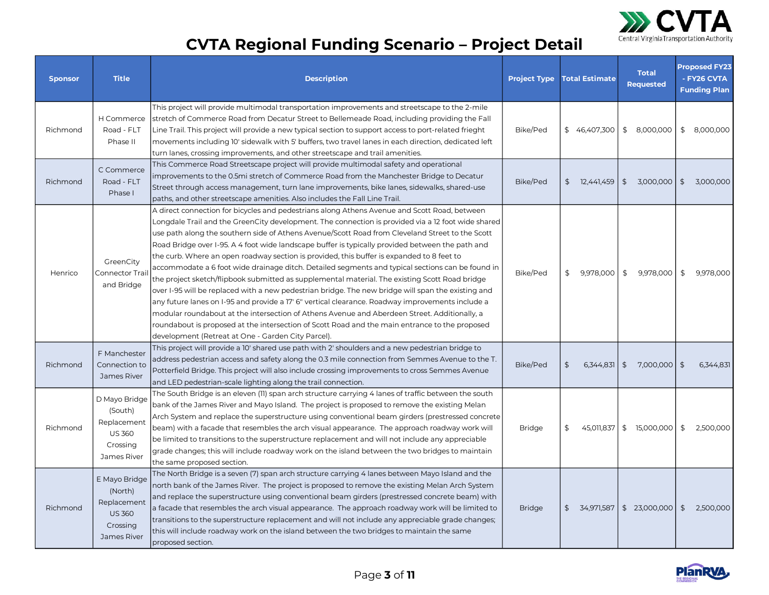# CVTA Regional Funding Scenario – Project Detail

| Sponsor | Title | Description | Project Type | Total Estimate | Total Requested | Proposed FY23 - FY26 CVTA Funding Plan |
|---|---|---|---|---|---|---|
| Richmond | H Commerce Road - FLT Phase II | This project will provide multimodal transportation improvements and streetscape to the 2-mile stretch of Commerce Road from Decatur Street to Bellemeade Road, including providing the Fall Line Trail. This project will provide a new typical section to support access to port-related frieght movements including 10' sidewalk with 5' buffers, two travel lanes in each direction, dedicated left turn lanes, crossing improvements, and other streetscape and trail amenities. | Bike/Ped | $ 46,407,300 | $ 8,000,000 | $ 8,000,000 |
| Richmond | C Commerce Road - FLT Phase I | This Commerce Road Streetscape project will provide multimodal safety and operational improvements to the 0.5mi stretch of Commerce Road from the Manchester Bridge to Decatur Street through access management, turn lane improvements, bike lanes, sidewalks, shared-use paths, and other streetscape amenities. Also includes the Fall Line Trail. | Bike/Ped | $ 12,441,459 | $ 3,000,000 | $ 3,000,000 |
| Henrico | GreenCity Connector Trail and Bridge | A direct connection for bicycles and pedestrians along Athens Avenue and Scott Road, between Longdale Trail and the GreenCity development. The connection is provided via a 12 foot wide shared use path along the southern side of Athens Avenue/Scott Road from Cleveland Street to the Scott Road Bridge over I-95. A 4 foot wide landscape buffer is typically provided between the path and the curb. Where an open roadway section is provided, this buffer is expanded to 8 feet to accommodate a 6 foot wide drainage ditch. Detailed segments and typical sections can be found in the project sketch/flipbook submitted as supplemental material. The existing Scott Road bridge over I-95 will be replaced with a new pedestrian bridge. The new bridge will span the existing and any future lanes on I-95 and provide a 17' 6" vertical clearance. Roadway improvements include a modular roundabout at the intersection of Athens Avenue and Aberdeen Street. Additionally, a roundabout is proposed at the intersection of Scott Road and the main entrance to the proposed development (Retreat at One - Garden City Parcel). | Bike/Ped | $ 9,978,000 | $ 9,978,000 | $ 9,978,000 |
| Richmond | F Manchester Connection to James River | This project will provide a 10' shared use path with 2' shoulders and a new pedestrian bridge to address pedestrian access and safety along the 0.3 mile connection from Semmes Avenue to the T. Potterfield Bridge. This project will also include crossing improvements to cross Semmes Avenue and LED pedestrian-scale lighting along the trail connection. | Bike/Ped | $ 6,344,831 | $ 7,000,000 | $ 6,344,831 |
| Richmond | D Mayo Bridge (South) Replacement US 360 Crossing James River | The South Bridge is an eleven (11) span arch structure carrying 4 lanes of traffic between the south bank of the James River and Mayo Island. The project is proposed to remove the existing Melan Arch System and replace the superstructure using conventional beam girders (prestressed concrete beam) with a facade that resembles the arch visual appearance. The approach roadway work will be limited to transitions to the superstructure replacement and will not include any appreciable grade changes; this will include roadway work on the island between the two bridges to maintain the same proposed section. | Bridge | $ 45,011,837 | $ 15,000,000 | $ 2,500,000 |
| Richmond | E Mayo Bridge (North) Replacement US 360 Crossing James River | The North Bridge is a seven (7) span arch structure carrying 4 lanes between Mayo Island and the north bank of the James River. The project is proposed to remove the existing Melan Arch System and replace the superstructure using conventional beam girders (prestressed concrete beam) with a facade that resembles the arch visual appearance. The approach roadway work will be limited to transitions to the superstructure replacement and will not include any appreciable grade changes; this will include roadway work on the island between the two bridges to maintain the same proposed section. | Bridge | $ 34,971,587 | $ 23,000,000 | $ 2,500,000 |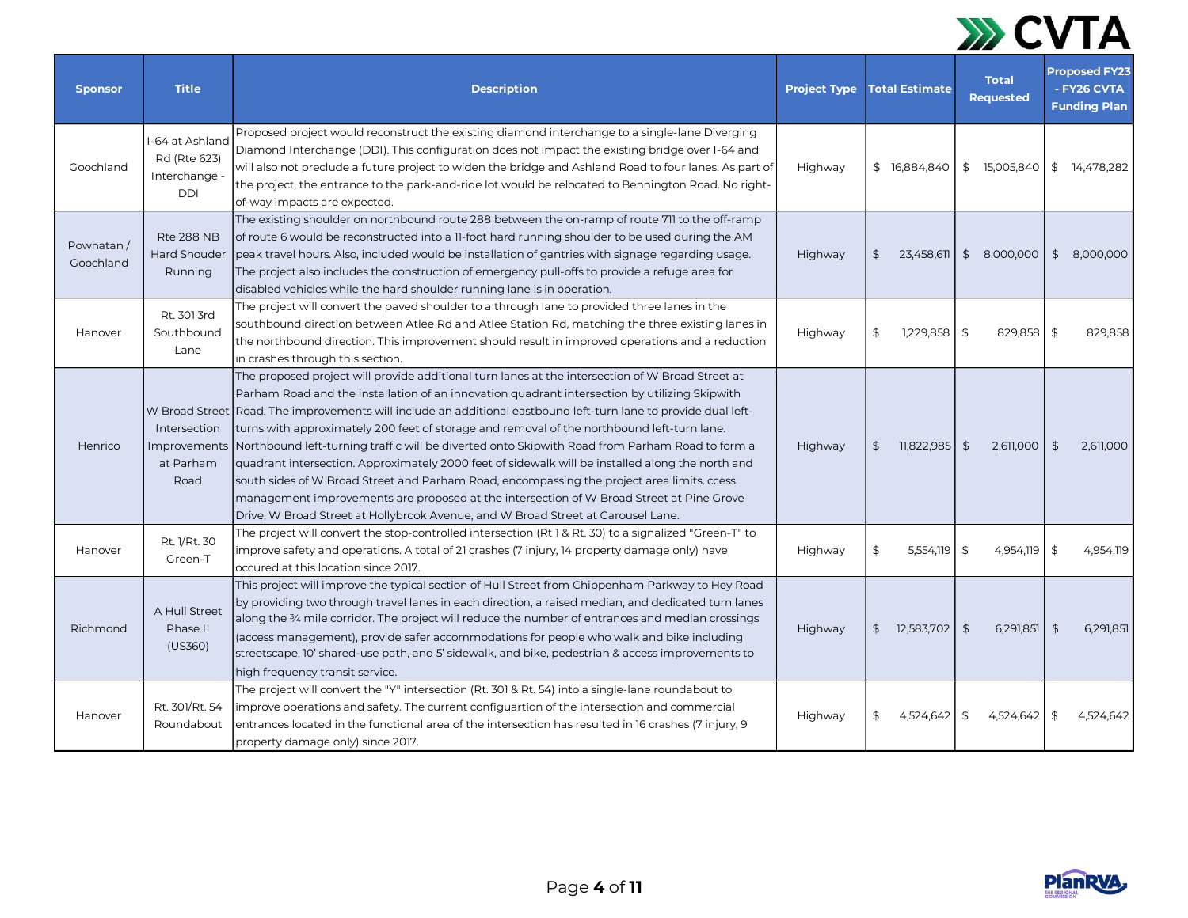| Sponsor | Title | Description | Project Type | Total Estimate | Total Requested | Proposed FY23 - FY26 CVTA Funding Plan |
|---|---|---|---|---|---|---|
| Goochland | I-64 at Ashland Rd (Rte 623) Interchange - DDI | Proposed project would reconstruct the existing diamond interchange to a single-lane Diverging Diamond Interchange (DDI). This configuration does not impact the existing bridge over I-64 and will also not preclude a future project to widen the bridge and Ashland Road to four lanes. As part of the project, the entrance to the park-and-ride lot would be relocated to Bennington Road. No right-of-way impacts are expected. | Highway | $ 16,884,840 | $ 15,005,840 | $ 14,478,282 |
| Powhatan / Goochland | Rte 288 NB Hard Shouder Running | The existing shoulder on northbound route 288 between the on-ramp of route 711 to the off-ramp of route 6 would be reconstructed into a 11-foot hard running shoulder to be used during the AM peak travel hours. Also, included would be installation of gantries with signage regarding usage. The project also includes the construction of emergency pull-offs to provide a refuge area for disabled vehicles while the hard shoulder running lane is in operation. | Highway | $ 23,458,611 | $ 8,000,000 | $ 8,000,000 |
| Hanover | Rt. 301 3rd Southbound Lane | The project will convert the paved shoulder to a through lane to provided three lanes in the southbound direction between Atlee Rd and Atlee Station Rd, matching the three existing lanes in the northbound direction. This improvement should result in improved operations and a reduction in crashes through this section. | Highway | $ 1,229,858 | $ 829,858 | $ 829,858 |
| Henrico | W Broad Street Intersection Improvements at Parham Road | The proposed project will provide additional turn lanes at the intersection of W Broad Street at Parham Road and the installation of an innovation quadrant intersection by utilizing Skipwith Road. The improvements will include an additional eastbound left-turn lane to provide dual left-turns with approximately 200 feet of storage and removal of the northbound left-turn lane. Northbound left-turning traffic will be diverted onto Skipwith Road from Parham Road to form a quadrant intersection. Approximately 2000 feet of sidewalk will be installed along the north and south sides of W Broad Street and Parham Road, encompassing the project area limits. ccess management improvements are proposed at the intersection of W Broad Street at Pine Grove Drive, W Broad Street at Hollybrook Avenue, and W Broad Street at Carousel Lane. | Highway | $ 11,822,985 | $ 2,611,000 | $ 2,611,000 |
| Hanover | Rt. 1/Rt. 30 Green-T | The project will convert the stop-controlled intersection (Rt 1 & Rt. 30) to a signalized "Green-T" to improve safety and operations. A total of 21 crashes (7 injury, 14 property damage only) have occured at this location since 2017. | Highway | $ 5,554,119 | $ 4,954,119 | $ 4,954,119 |
| Richmond | A Hull Street Phase II (US360) | This project will improve the typical section of Hull Street from Chippenham Parkway to Hey Road by providing two through travel lanes in each direction, a raised median, and dedicated turn lanes along the ¾ mile corridor. The project will reduce the number of entrances and median crossings (access management), provide safer accommodations for people who walk and bike including streetscape, 10' shared-use path, and 5' sidewalk, and bike, pedestrian & access improvements to high frequency transit service. | Highway | $ 12,583,702 | $ 6,291,851 | $ 6,291,851 |
| Hanover | Rt. 301/Rt. 54 Roundabout | The project will convert the "Y" intersection (Rt. 301 & Rt. 54) into a single-lane roundabout to improve operations and safety. The current configuartion of the intersection and commercial entrances located in the functional area of the intersection has resulted in 16 crashes (7 injury, 9 property damage only) since 2017. | Highway | $ 4,524,642 | $ 4,524,642 | $ 4,524,642 |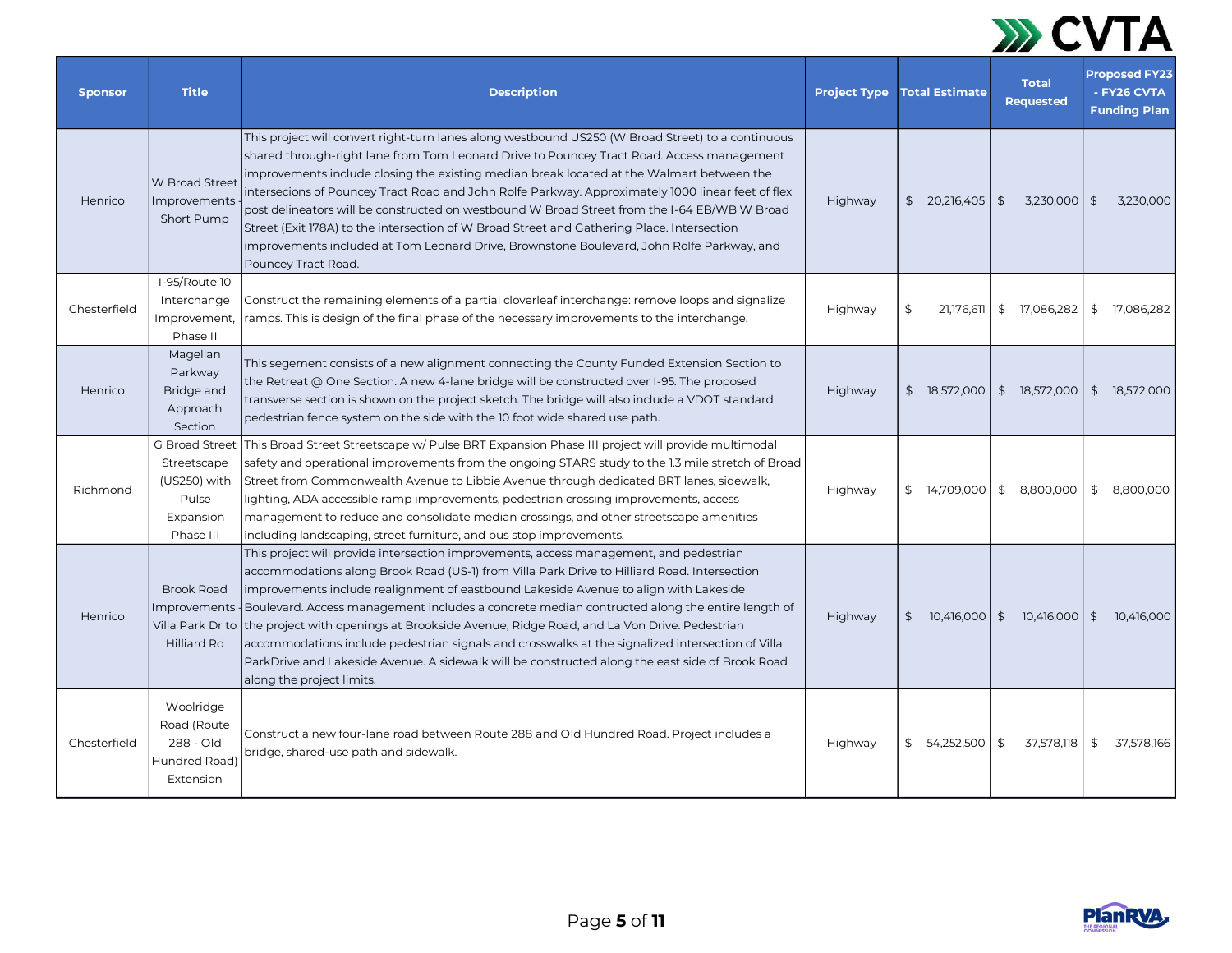| Sponsor | Title | Description | Project Type | Total Estimate | Total Requested | Proposed FY23 - FY26 CVTA Funding Plan |
|---|---|---|---|---|---|---|
| Henrico | W Broad Street Improvements - Short Pump | This project will convert right-turn lanes along westbound US250 (W Broad Street) to a continuous shared through-right lane from Tom Leonard Drive to Pouncey Tract Road. Access management improvements include closing the existing median break located at the Walmart between the intersecions of Pouncey Tract Road and John Rolfe Parkway. Approximately 1000 linear feet of flex post delineators will be constructed on westbound W Broad Street from the I-64 EB/WB W Broad Street (Exit 178A) to the intersection of W Broad Street and Gathering Place. Intersection improvements included at Tom Leonard Drive, Brownstone Boulevard, John Rolfe Parkway, and Pouncey Tract Road. | Highway | $ 20,216,405 | $ 3,230,000 | $ 3,230,000 |
| Chesterfield | I-95/Route 10 Interchange Improvement, Phase II | Construct the remaining elements of a partial cloverleaf interchange: remove loops and signalize ramps. This is design of the final phase of the necessary improvements to the interchange. | Highway | $ 21,176,611 | $ 17,086,282 | $ 17,086,282 |
| Henrico | Magellan Parkway Bridge and Approach Section | This segement consists of a new alignment connecting the County Funded Extension Section to the Retreat @ One Section. A new 4-lane bridge will be constructed over I-95. The proposed transverse section is shown on the project sketch. The bridge will also include a VDOT standard pedestrian fence system on the side with the 10 foot wide shared use path. | Highway | $ 18,572,000 | $ 18,572,000 | $ 18,572,000 |
| Richmond | G Broad Street Streetscape (US250) with Pulse Expansion Phase III | This Broad Street Streetscape w/ Pulse BRT Expansion Phase III project will provide multimodal safety and operational improvements from the ongoing STARS study to the 1.3 mile stretch of Broad Street from Commonwealth Avenue to Libbie Avenue through dedicated BRT lanes, sidewalk, lighting, ADA accessible ramp improvements, pedestrian crossing improvements, access management to reduce and consolidate median crossings, and other streetscape amenities including landscaping, street furniture, and bus stop improvements. | Highway | $ 14,709,000 | $ 8,800,000 | $ 8,800,000 |
| Henrico | Brook Road Improvements - Villa Park Dr to Hilliard Rd | This project will provide intersection improvements, access management, and pedestrian accommodations along Brook Road (US-1) from Villa Park Drive to Hilliard Road. Intersection improvements include realignment of eastbound Lakeside Avenue to align with Lakeside Boulevard. Access management includes a concrete median contructed along the entire length of the project with openings at Brookside Avenue, Ridge Road, and La Von Drive. Pedestrian accommodations include pedestrian signals and crosswalks at the signalized intersection of Villa ParkDrive and Lakeside Avenue. A sidewalk will be constructed along the east side of Brook Road along the project limits. | Highway | $ 10,416,000 | $ 10,416,000 | $ 10,416,000 |
| Chesterfield | Woolridge Road (Route 288 - Old Hundred Road) Extension | Construct a new four-lane road between Route 288 and Old Hundred Road. Project includes a bridge, shared-use path and sidewalk. | Highway | $ 54,252,500 | $ 37,578,118 | $ 37,578,166 |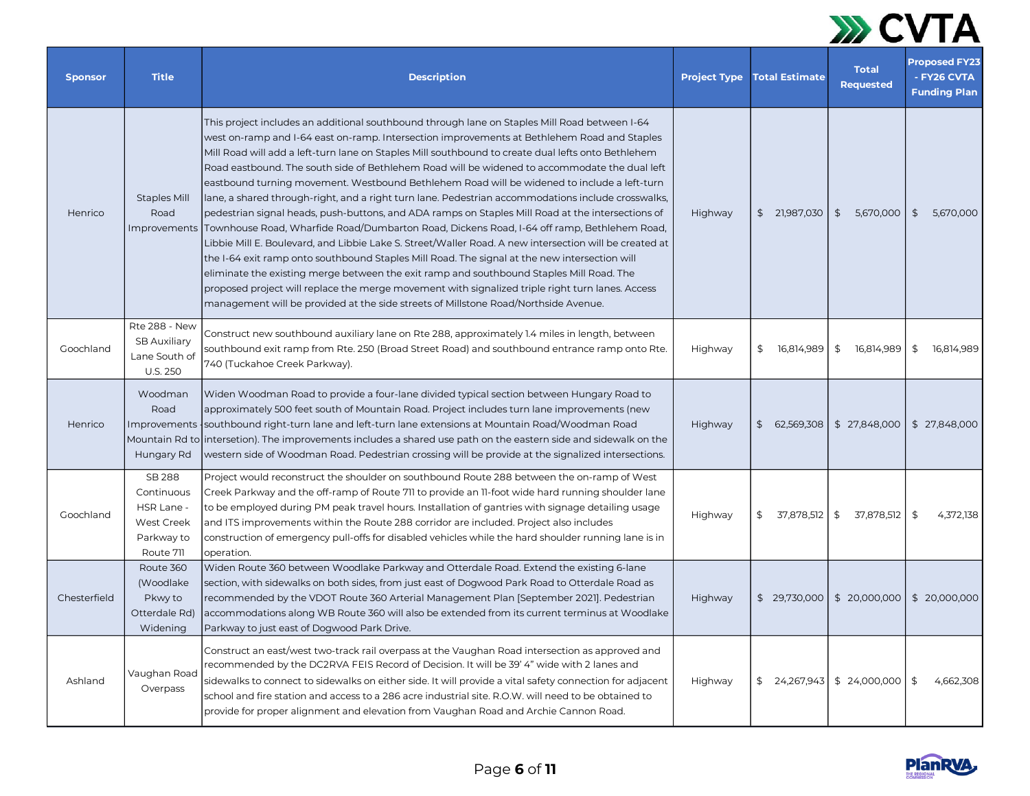| Sponsor | Title | Description | Project Type | Total Estimate | Total Requested | Proposed FY23 - FY26 CVTA Funding Plan |
|---|---|---|---|---|---|---|
| Henrico | Staples Mill Road Improvements | This project includes an additional southbound through lane on Staples Mill Road between I-64 west on-ramp and I-64 east on-ramp. Intersection improvements at Bethlehem Road and Staples Mill Road will add a left-turn lane on Staples Mill southbound to create dual lefts onto Bethlehem Road eastbound. The south side of Bethlehem Road will be widened to accommodate the dual left eastbound turning movement. Westbound Bethlehem Road will be widened to include a left-turn lane, a shared through-right, and a right turn lane. Pedestrian accommodations include crosswalks, pedestrian signal heads, push-buttons, and ADA ramps on Staples Mill Road at the intersections of Townhouse Road, Wharfide Road/Dumbarton Road, Dickens Road, I-64 off ramp, Bethlehem Road, Libbie Mill E. Boulevard, and Libbie Lake S. Street/Waller Road. A new intersection will be created at the I-64 exit ramp onto southbound Staples Mill Road. The signal at the new intersection will eliminate the existing merge between the exit ramp and southbound Staples Mill Road. The proposed project will replace the merge movement with signalized triple right turn lanes. Access management will be provided at the side streets of Millstone Road/Northside Avenue. | Highway | $ 21,987,030 | $ 5,670,000 | $ 5,670,000 |
| Goochland | Rte 288 - New SB Auxiliary Lane South of U.S. 250 | Construct new southbound auxiliary lane on Rte 288, approximately 1.4 miles in length, between southbound exit ramp from Rte. 250 (Broad Street Road) and southbound entrance ramp onto Rte. 740 (Tuckahoe Creek Parkway). | Highway | $ 16,814,989 | $ 16,814,989 | $ 16,814,989 |
| Henrico | Woodman Road Improvements Mountain Rd to Hungary Rd | Widen Woodman Road to provide a four-lane divided typical section between Hungary Road to approximately 500 feet south of Mountain Road. Project includes turn lane improvements (new southbound right-turn lane and left-turn lane extensions at Mountain Road/Woodman Road intersetion). The improvements includes a shared use path on the eastern side and sidewalk on the western side of Woodman Road. Pedestrian crossing will be provide at the signalized intersections. | Highway | $ 62,569,308 | $ 27,848,000 | $ 27,848,000 |
| Goochland | SB 288 Continuous HSR Lane - West Creek Parkway to Route 711 | Project would reconstruct the shoulder on southbound Route 288 between the on-ramp of West Creek Parkway and the off-ramp of Route 711 to provide an 11-foot wide hard running shoulder lane to be employed during PM peak travel hours. Installation of gantries with signage detailing usage and ITS improvements within the Route 288 corridor are included. Project also includes construction of emergency pull-offs for disabled vehicles while the hard shoulder running lane is in operation. | Highway | $ 37,878,512 | $ 37,878,512 | $ 4,372,138 |
| Chesterfield | Route 360 (Woodlake Pkwy to Otterdale Rd) Widening | Widen Route 360 between Woodlake Parkway and Otterdale Road. Extend the existing 6-lane section, with sidewalks on both sides, from just east of Dogwood Park Road to Otterdale Road as recommended by the VDOT Route 360 Arterial Management Plan [September 2021]. Pedestrian accommodations along WB Route 360 will also be extended from its current terminus at Woodlake Parkway to just east of Dogwood Park Drive. | Highway | $ 29,730,000 | $ 20,000,000 | $ 20,000,000 |
| Ashland | Vaughan Road Overpass | Construct an east/west two-track rail overpass at the Vaughan Road intersection as approved and recommended by the DC2RVA FEIS Record of Decision. It will be 39' 4" wide with 2 lanes and sidewalks to connect to sidewalks on either side. It will provide a vital safety connection for adjacent school and fire station and access to a 286 acre industrial site. R.O.W. will need to be obtained to provide for proper alignment and elevation from Vaughan Road and Archie Cannon Road. | Highway | $ 24,267,943 | $ 24,000,000 | $ 4,662,308 |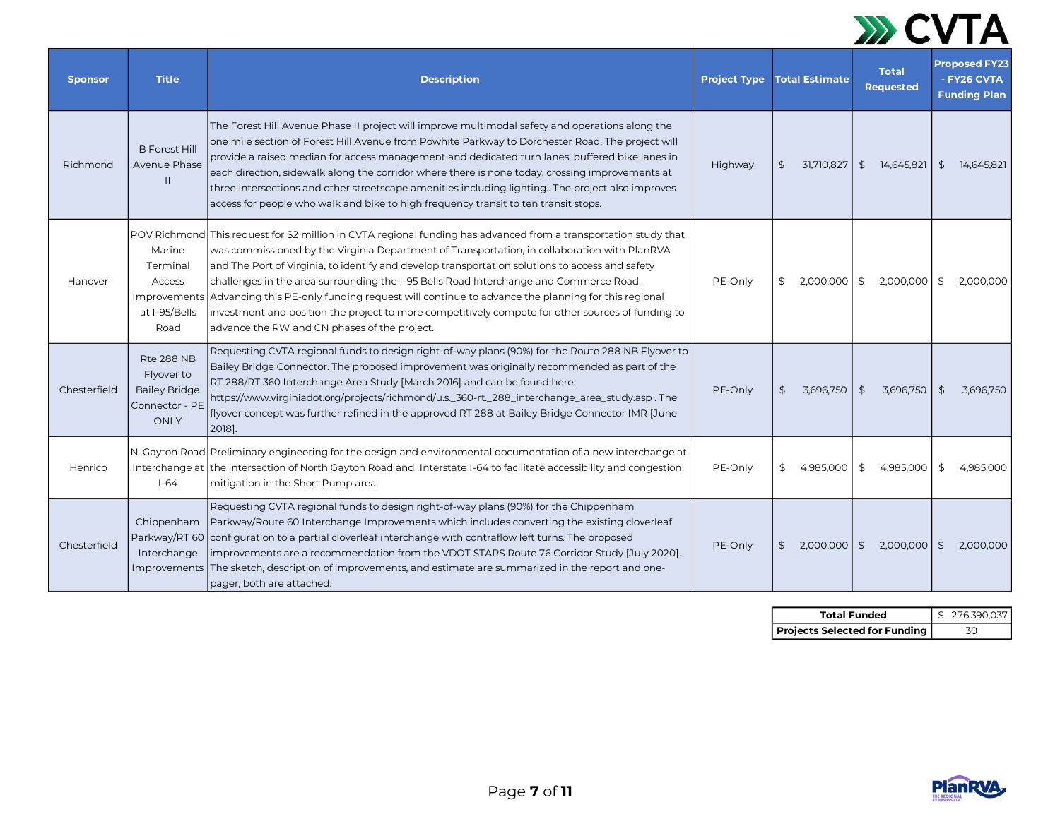| Sponsor | Title | Description | Project Type | Total Estimate | Total Requested | Proposed FY23 - FY26 CVTA Funding Plan |
|---|---|---|---|---|---|---|
| Richmond | B Forest Hill Avenue Phase II | The Forest Hill Avenue Phase II project will improve multimodal safety and operations along the one mile section of Forest Hill Avenue from Powhite Parkway to Dorchester Road. The project will provide a raised median for access management and dedicated turn lanes, buffered bike lanes in each direction, sidewalk along the corridor where there is none today, crossing improvements at three intersections and other streetscape amenities including lighting.. The project also improves access for people who walk and bike to high frequency transit to ten transit stops. | Highway | $ 31,710,827 | $ 14,645,821 | $ 14,645,821 |
| Hanover | POV Richmond Marine Terminal Access Improvements at I-95/Bells Road | This request for $2 million in CVTA regional funding has advanced from a transportation study that was commissioned by the Virginia Department of Transportation, in collaboration with PlanRVA and The Port of Virginia, to identify and develop transportation solutions to access and safety challenges in the area surrounding the I-95 Bells Road Interchange and Commerce Road. Advancing this PE-only funding request will continue to advance the planning for this regional investment and position the project to more competitively compete for other sources of funding to advance the RW and CN phases of the project. | PE-Only | $ 2,000,000 | $ 2,000,000 | $ 2,000,000 |
| Chesterfield | Rte 288 NB Flyover to Bailey Bridge Connector - PE ONLY | Requesting CVTA regional funds to design right-of-way plans (90%) for the Route 288 NB Flyover to Bailey Bridge Connector. The proposed improvement was originally recommended as part of the RT 288/RT 360 Interchange Area Study [March 2016] and can be found here: https://www.virginiadot.org/projects/richmond/u.s._360-rt._288_interchange_area_study.asp . The flyover concept was further refined in the approved RT 288 at Bailey Bridge Connector IMR [June 2018]. | PE-Only | $ 3,696,750 | $ 3,696,750 | $ 3,696,750 |
| Henrico | N. Gayton Road Interchange at I-64 | Preliminary engineering for the design and environmental documentation of a new interchange at the intersection of North Gayton Road and Interstate I-64 to facilitate accessibility and congestion mitigation in the Short Pump area. | PE-Only | $ 4,985,000 | $ 4,985,000 | $ 4,985,000 |
| Chesterfield | Chippenham Parkway/RT 60 Interchange Improvements | Requesting CVTA regional funds to design right-of-way plans (90%) for the Chippenham Parkway/Route 60 Interchange Improvements which includes converting the existing cloverleaf configuration to a partial cloverleaf interchange with contraflow left turns. The proposed improvements are a recommendation from the VDOT STARS Route 76 Corridor Study [July 2020]. The sketch, description of improvements, and estimate are summarized in the report and one-pager, both are attached. | PE-Only | $ 2,000,000 | $ 2,000,000 | $ 2,000,000 |

| | |
|---|---|
| **Total Funded** | $ 276,390,037 |
| **Projects Selected for Funding** | 30 |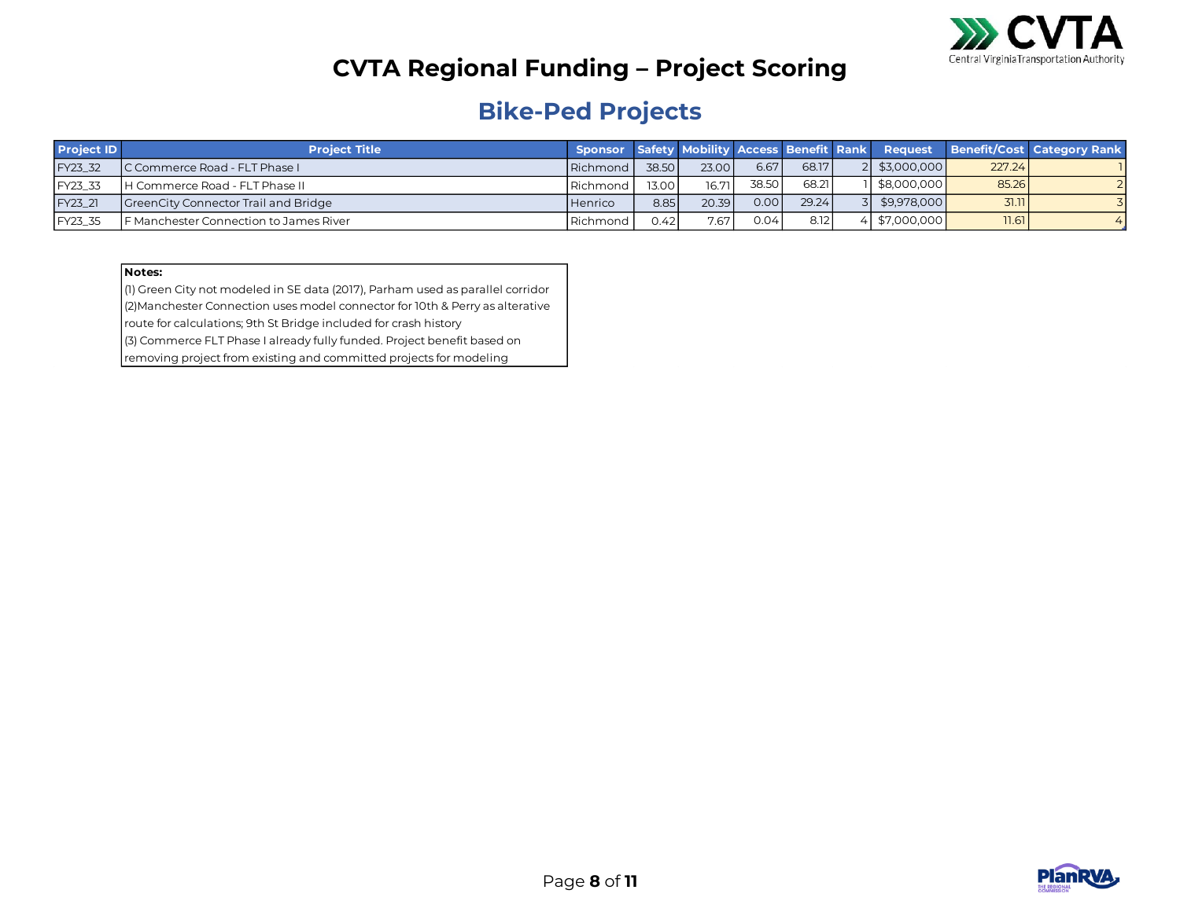# CVTA Regional Funding – Project Scoring

## Bike-Ped Projects

| Project ID | Project Title | Sponsor | Safety | Mobility | Access | Benefit | Rank | Request | Benefit/Cost | Category Rank |
|---|---|---|---|---|---|---|---|---|---|---|
| FY23_32 | C Commerce Road - FLT Phase I | Richmond | 38.50 | 23.00 | 6.67 | 68.17 | 2 | $3,000,000 | 227.24 | 1 |
| FY23_33 | H Commerce Road - FLT Phase II | Richmond | 13.00 | 16.71 | 38.50 | 68.21 | 1 | $8,000,000 | 85.26 | 2 |
| FY23_21 | GreenCity Connector Trail and Bridge | Henrico | 8.85 | 20.39 | 0.00 | 29.24 | 3 | $9,978,000 | 31.11 | 3 |
| FY23_35 | F Manchester Connection to James River | Richmond | 0.42 | 7.67 | 0.04 | 8.12 | 4 | $7,000,000 | 11.61 | 4 |

**Notes:**
(1) Green City not modeled in SE data (2017), Parham used as parallel corridor
(2)Manchester Connection uses model connector for 10th & Perry as alterative route for calculations; 9th St Bridge included for crash history
(3) Commerce FLT Phase I already fully funded. Project benefit based on removing project from existing and committed projects for modeling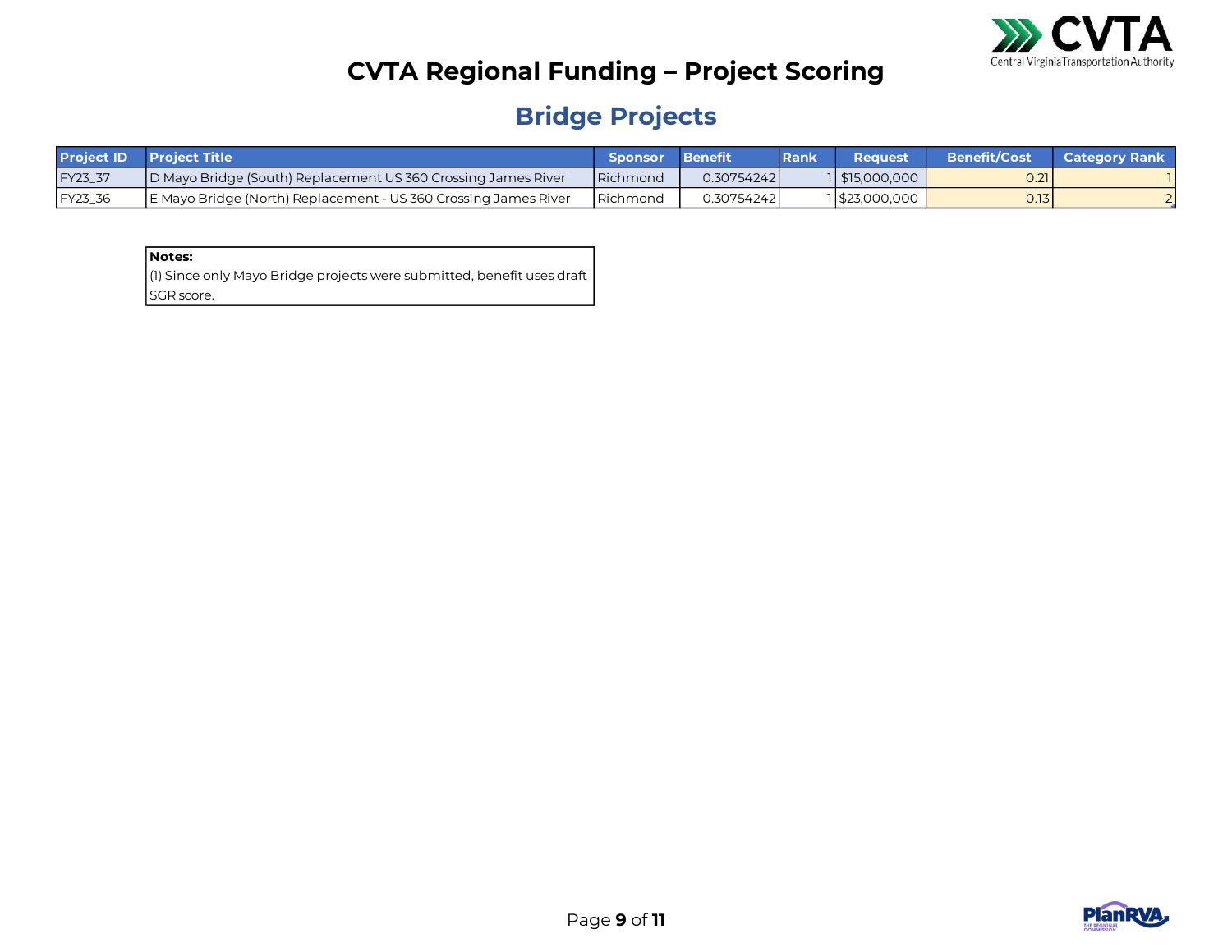# CVTA Regional Funding – Project Scoring

## Bridge Projects

| Project ID | Project Title | Sponsor | Benefit | Rank | Request | Benefit/Cost | Category Rank |
|---|---|---|---|---|---|---|---|
| FY23_37 | D Mayo Bridge (South) Replacement US 360 Crossing James River | Richmond | 0.30754242 | 1 | $15,000,000 | 0.21 | 1 |
| FY23_36 | E Mayo Bridge (North) Replacement - US 360 Crossing James River | Richmond | 0.30754242 | 1 | $23,000,000 | 0.13 | 2 |

**Notes:**
(1) Since only Mayo Bridge projects were submitted, benefit uses draft SGR score.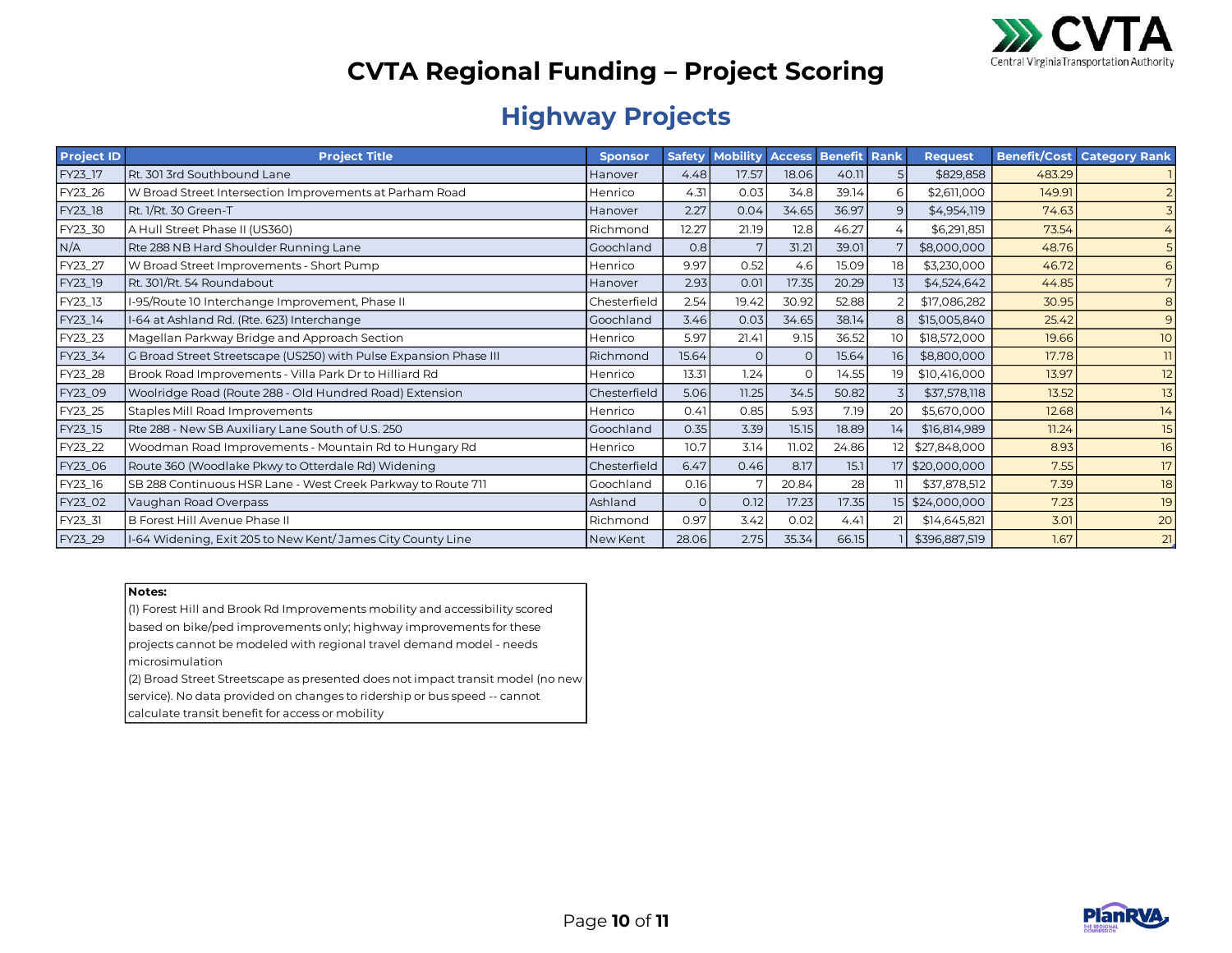# CVTA Regional Funding – Project Scoring

## Highway Projects

| Project ID | Project Title | Sponsor | Safety | Mobility | Access | Benefit | Rank | Request | Benefit/Cost | Category Rank |
|---|---|---|---|---|---|---|---|---|---|---|
| FY23_17 | Rt. 301 3rd Southbound Lane | Hanover | 4.48 | 17.57 | 18.06 | 40.11 | 5 | $829,858 | 483.29 | 1 |
| FY23_26 | W Broad Street Intersection Improvements at Parham Road | Henrico | 4.31 | 0.03 | 34.8 | 39.14 | 6 | $2,611,000 | 149.91 | 2 |
| FY23_18 | Rt. 1/Rt. 30 Green-T | Hanover | 2.27 | 0.04 | 34.65 | 36.97 | 9 | $4,954,119 | 74.63 | 3 |
| FY23_30 | A Hull Street Phase II (US360) | Richmond | 12.27 | 21.19 | 12.8 | 46.27 | 4 | $6,291,851 | 73.54 | 4 |
| N/A | Rte 288 NB Hard Shoulder Running Lane | Goochland | 0.8 | 7 | 31.21 | 39.01 | 7 | $8,000,000 | 48.76 | 5 |
| FY23_27 | W Broad Street Improvements - Short Pump | Henrico | 9.97 | 0.52 | 4.6 | 15.09 | 18 | $3,230,000 | 46.72 | 6 |
| FY23_19 | Rt. 301/Rt. 54 Roundabout | Hanover | 2.93 | 0.01 | 17.35 | 20.29 | 13 | $4,524,642 | 44.85 | 7 |
| FY23_13 | I-95/Route 10 Interchange Improvement, Phase II | Chesterfield | 2.54 | 19.42 | 30.92 | 52.88 | 2 | $17,086,282 | 30.95 | 8 |
| FY23_14 | I-64 at Ashland Rd. (Rte. 623) Interchange | Goochland | 3.46 | 0.03 | 34.65 | 38.14 | 8 | $15,005,840 | 25.42 | 9 |
| FY23_23 | Magellan Parkway Bridge and Approach Section | Henrico | 5.97 | 21.41 | 9.15 | 36.52 | 10 | $18,572,000 | 19.66 | 10 |
| FY23_34 | G Broad Street Streetscape (US250) with Pulse Expansion Phase III | Richmond | 15.64 | 0 | 0 | 15.64 | 16 | $8,800,000 | 17.78 | 11 |
| FY23_28 | Brook Road Improvements - Villa Park Dr to Hilliard Rd | Henrico | 13.31 | 1.24 | 0 | 14.55 | 19 | $10,416,000 | 13.97 | 12 |
| FY23_09 | Woolridge Road (Route 288 - Old Hundred Road) Extension | Chesterfield | 5.06 | 11.25 | 34.5 | 50.82 | 3 | $37,578,118 | 13.52 | 13 |
| FY23_25 | Staples Mill Road Improvements | Henrico | 0.41 | 0.85 | 5.93 | 7.19 | 20 | $5,670,000 | 12.68 | 14 |
| FY23_15 | Rte 288 - New SB Auxiliary Lane South of U.S. 250 | Goochland | 0.35 | 3.39 | 15.15 | 18.89 | 14 | $16,814,989 | 11.24 | 15 |
| FY23_22 | Woodman Road Improvements - Mountain Rd to Hungary Rd | Henrico | 10.7 | 3.14 | 11.02 | 24.86 | 12 | $27,848,000 | 8.93 | 16 |
| FY23_06 | Route 360 (Woodlake Pkwy to Otterdale Rd) Widening | Chesterfield | 6.47 | 0.46 | 8.17 | 15.1 | 17 | $20,000,000 | 7.55 | 17 |
| FY23_16 | SB 288 Continuous HSR Lane - West Creek Parkway to Route 711 | Goochland | 0.16 | 7 | 20.84 | 28 | 11 | $37,878,512 | 7.39 | 18 |
| FY23_02 | Vaughan Road Overpass | Ashland | 0 | 0.12 | 17.23 | 17.35 | 15 | $24,000,000 | 7.23 | 19 |
| FY23_31 | B Forest Hill Avenue Phase II | Richmond | 0.97 | 3.42 | 0.02 | 4.41 | 21 | $14,645,821 | 3.01 | 20 |
| FY23_29 | I-64 Widening, Exit 205 to New Kent/James City County Line | New Kent | 28.06 | 2.75 | 35.34 | 66.15 | 1 | $396,887,519 | 1.67 | 21 |

**Notes:**

(1) Forest Hill and Brook Rd Improvements mobility and accessibility scored based on bike/ped improvements only; highway improvements for these projects cannot be modeled with regional travel demand model - needs microsimulation

(2) Broad Street Streetscape as presented does not impact transit model (no new service). No data provided on changes to ridership or bus speed -- cannot calculate transit benefit for access or mobility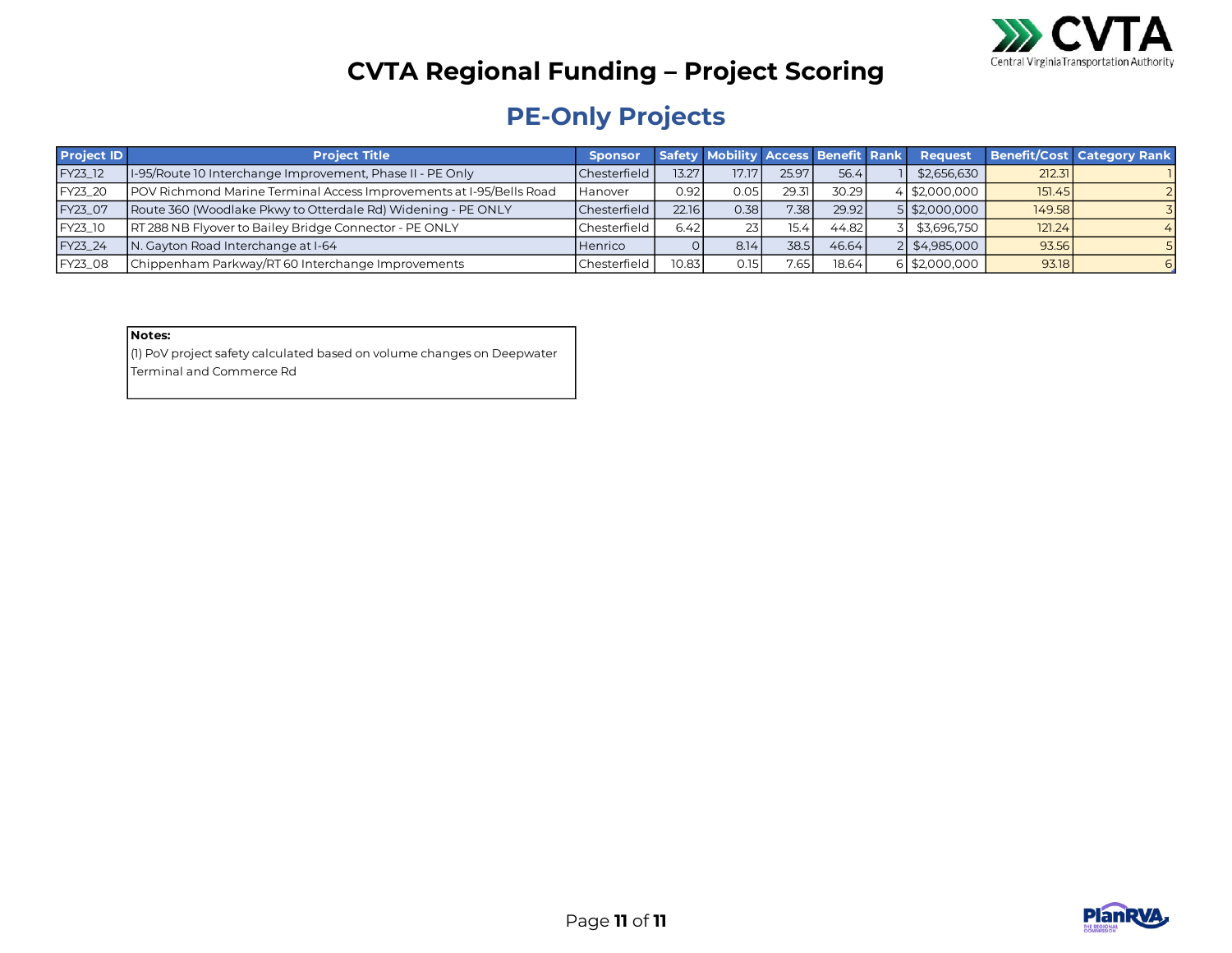# CVTA Regional Funding – Project Scoring

## PE-Only Projects

| Project ID | Project Title | Sponsor | Safety | Mobility | Access | Benefit | Rank | Request | Benefit/Cost | Category Rank |
|---|---|---|---|---|---|---|---|---|---|---|
| FY23_12 | I-95/Route 10 Interchange Improvement, Phase II - PE Only | Chesterfield | 13.27 | 17.17 | 25.97 | 56.4 | 1 | $2,656,630 | 212.31 | 1 |
| FY23_20 | POV Richmond Marine Terminal Access Improvements at I-95/Bells Road | Hanover | 0.92 | 0.05 | 29.31 | 30.29 | 4 | $2,000,000 | 151.45 | 2 |
| FY23_07 | Route 360 (Woodlake Pkwy to Otterdale Rd) Widening - PE ONLY | Chesterfield | 22.16 | 0.38 | 7.38 | 29.92 | 5 | $2,000,000 | 149.58 | 3 |
| FY23_10 | RT 288 NB Flyover to Bailey Bridge Connector - PE ONLY | Chesterfield | 6.42 | 23 | 15.4 | 44.82 | 3 | $3,696,750 | 121.24 | 4 |
| FY23_24 | N. Gayton Road Interchange at I-64 | Henrico | 0 | 8.14 | 38.5 | 46.64 | 2 | $4,985,000 | 93.56 | 5 |
| FY23_08 | Chippenham Parkway/RT 60 Interchange Improvements | Chesterfield | 10.83 | 0.15 | 7.65 | 18.64 | 6 | $2,000,000 | 93.18 | 6 |

**Notes:**

(1) PoV project safety calculated based on volume changes on Deepwater Terminal and Commerce Rd